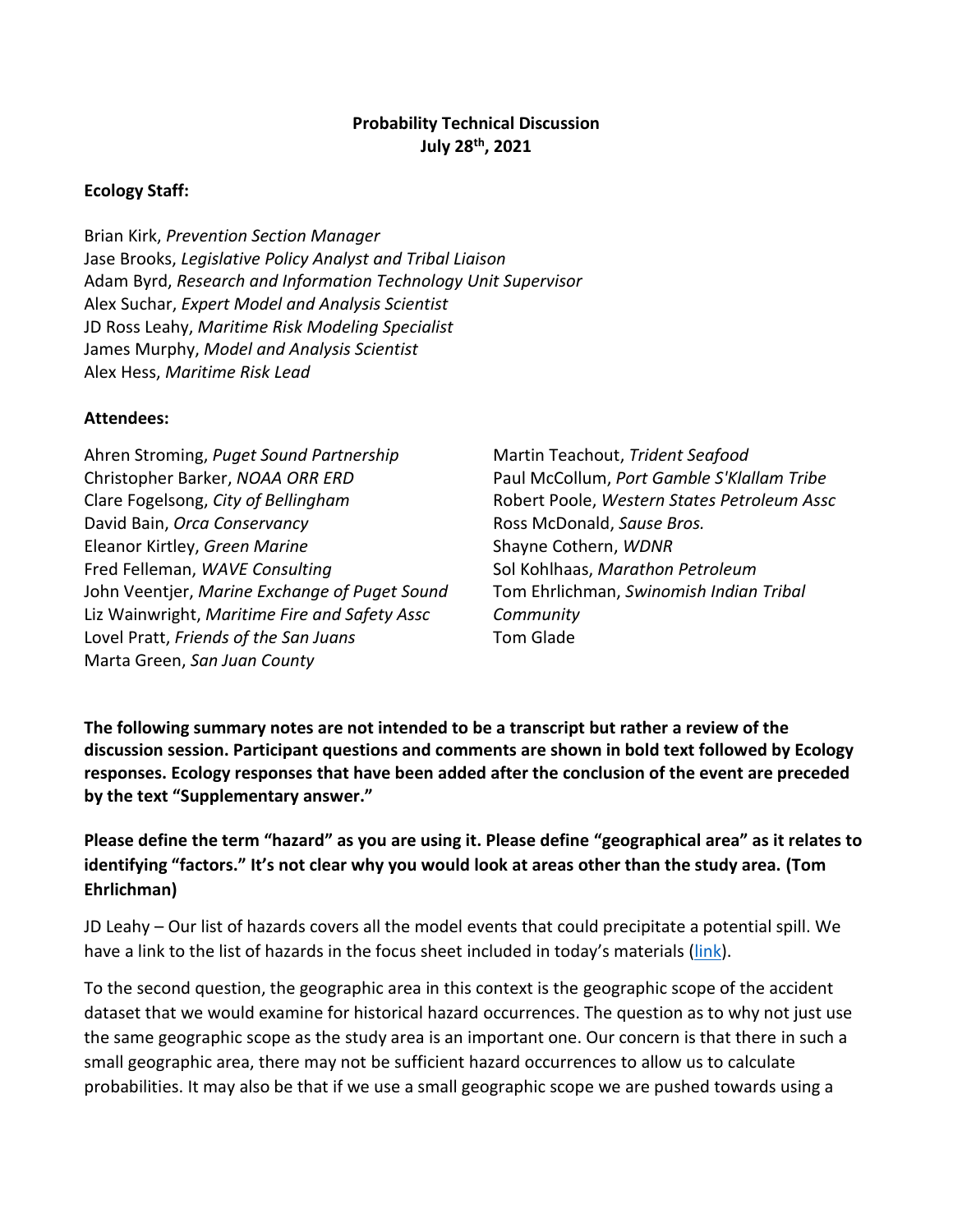**Probability Technical Discussion**
**July 28th, 2021**

**Ecology Staff:**

Brian Kirk, *Prevention Section Manager*
Jase Brooks, *Legislative Policy Analyst and Tribal Liaison*
Adam Byrd, *Research and Information Technology Unit Supervisor*
Alex Suchar, *Expert Model and Analysis Scientist*
JD Ross Leahy, *Maritime Risk Modeling Specialist*
James Murphy, *Model and Analysis Scientist*
Alex Hess, *Maritime Risk Lead*

**Attendees:**

Ahren Stroming, *Puget Sound Partnership*
Christopher Barker, *NOAA ORR ERD*
Clare Fogelsong, *City of Bellingham*
David Bain, *Orca Conservancy*
Eleanor Kirtley, *Green Marine*
Fred Felleman, *WAVE Consulting*
John Veentjer, *Marine Exchange of Puget Sound*
Liz Wainwright, *Maritime Fire and Safety Assc*
Lovel Pratt, *Friends of the San Juans*
Marta Green, *San Juan County*
Martin Teachout, *Trident Seafood*
Paul McCollum, *Port Gamble S'Klallam Tribe*
Robert Poole, *Western States Petroleum Assc*
Ross McDonald, *Sause Bros.*
Shayne Cothern, *WDNR*
Sol Kohlhaas, *Marathon Petroleum*
Tom Ehrlichman, *Swinomish Indian Tribal Community*
Tom Glade

**The following summary notes are not intended to be a transcript but rather a review of the discussion session. Participant questions and comments are shown in bold text followed by Ecology responses. Ecology responses that have been added after the conclusion of the event are preceded by the text "Supplementary answer."**

**Please define the term "hazard" as you are using it. Please define "geographical area" as it relates to identifying "factors." It's not clear why you would look at areas other than the study area. (Tom Ehrlichman)**

JD Leahy – Our list of hazards covers all the model events that could precipitate a potential spill. We have a link to the list of hazards in the focus sheet included in today's materials (link).

To the second question, the geographic area in this context is the geographic scope of the accident dataset that we would examine for historical hazard occurrences. The question as to why not just use the same geographic scope as the study area is an important one. Our concern is that there in such a small geographic area, there may not be sufficient hazard occurrences to allow us to calculate probabilities. It may also be that if we use a small geographic scope we are pushed towards using a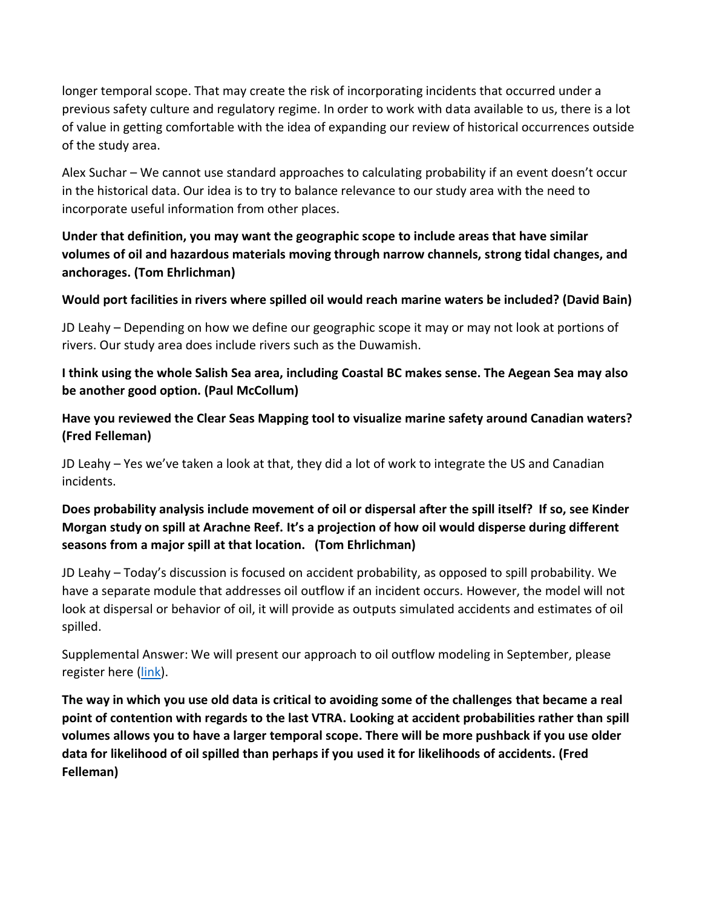longer temporal scope. That may create the risk of incorporating incidents that occurred under a previous safety culture and regulatory regime. In order to work with data available to us, there is a lot of value in getting comfortable with the idea of expanding our review of historical occurrences outside of the study area.

Alex Suchar – We cannot use standard approaches to calculating probability if an event doesn't occur in the historical data. Our idea is to try to balance relevance to our study area with the need to incorporate useful information from other places.

**Under that definition, you may want the geographic scope to include areas that have similar volumes of oil and hazardous materials moving through narrow channels, strong tidal changes, and anchorages. (Tom Ehrlichman)**

**Would port facilities in rivers where spilled oil would reach marine waters be included? (David Bain)**

JD Leahy – Depending on how we define our geographic scope it may or may not look at portions of rivers. Our study area does include rivers such as the Duwamish.

**I think using the whole Salish Sea area, including Coastal BC makes sense. The Aegean Sea may also be another good option. (Paul McCollum)**

**Have you reviewed the Clear Seas Mapping tool to visualize marine safety around Canadian waters? (Fred Felleman)**

JD Leahy – Yes we've taken a look at that, they did a lot of work to integrate the US and Canadian incidents.

**Does probability analysis include movement of oil or dispersal after the spill itself? If so, see Kinder Morgan study on spill at Arachne Reef. It's a projection of how oil would disperse during different seasons from a major spill at that location. (Tom Ehrlichman)**

JD Leahy – Today's discussion is focused on accident probability, as opposed to spill probability. We have a separate module that addresses oil outflow if an incident occurs. However, the model will not look at dispersal or behavior of oil, it will provide as outputs simulated accidents and estimates of oil spilled.

Supplemental Answer: We will present our approach to oil outflow modeling in September, please register here (link).

**The way in which you use old data is critical to avoiding some of the challenges that became a real point of contention with regards to the last VTRA. Looking at accident probabilities rather than spill volumes allows you to have a larger temporal scope. There will be more pushback if you use older data for likelihood of oil spilled than perhaps if you used it for likelihoods of accidents. (Fred Felleman)**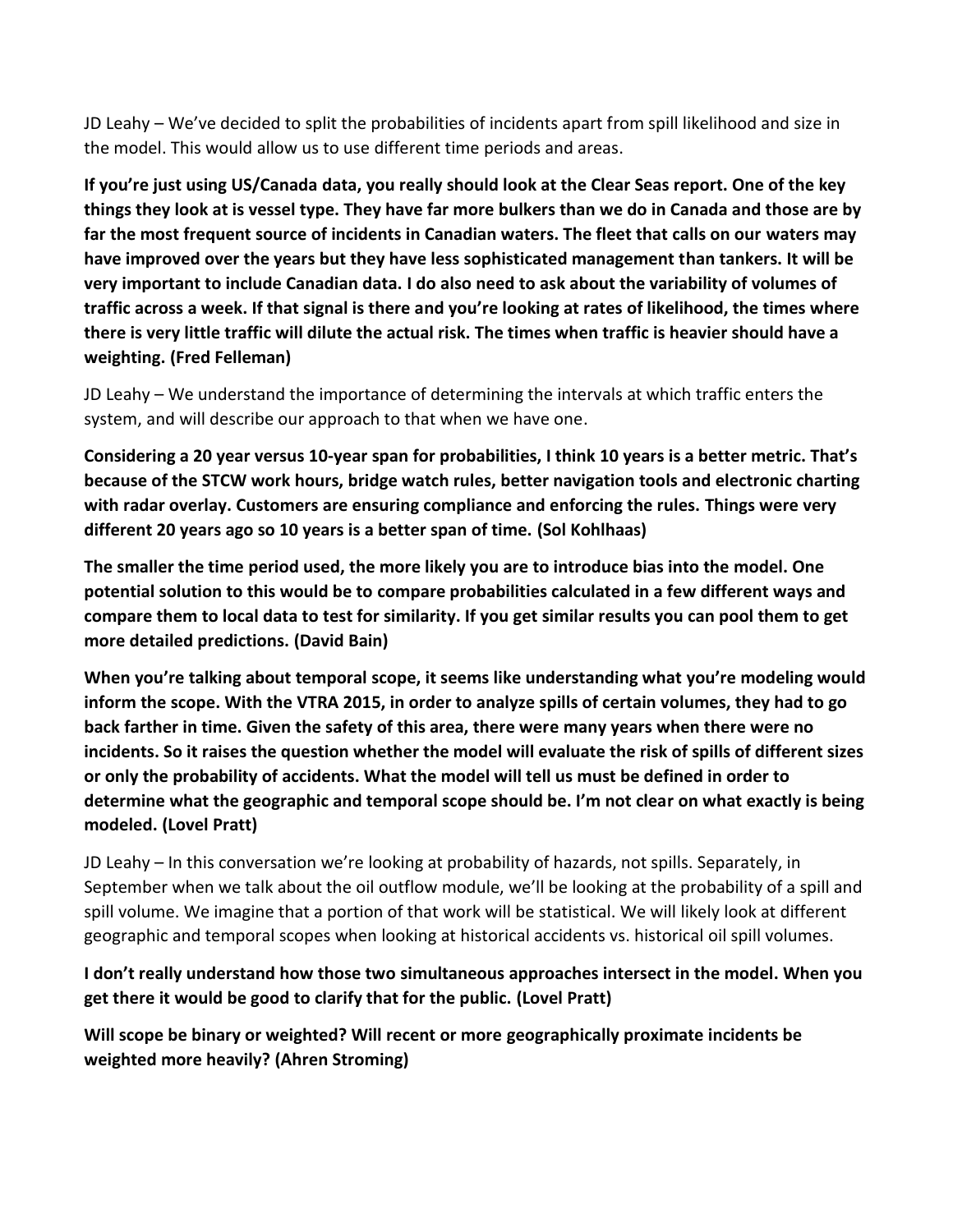JD Leahy – We've decided to split the probabilities of incidents apart from spill likelihood and size in the model. This would allow us to use different time periods and areas.

**If you're just using US/Canada data, you really should look at the Clear Seas report. One of the key things they look at is vessel type. They have far more bulkers than we do in Canada and those are by far the most frequent source of incidents in Canadian waters. The fleet that calls on our waters may have improved over the years but they have less sophisticated management than tankers. It will be very important to include Canadian data. I do also need to ask about the variability of volumes of traffic across a week. If that signal is there and you're looking at rates of likelihood, the times where there is very little traffic will dilute the actual risk. The times when traffic is heavier should have a weighting. (Fred Felleman)**

JD Leahy – We understand the importance of determining the intervals at which traffic enters the system, and will describe our approach to that when we have one.

**Considering a 20 year versus 10-year span for probabilities, I think 10 years is a better metric. That's because of the STCW work hours, bridge watch rules, better navigation tools and electronic charting with radar overlay. Customers are ensuring compliance and enforcing the rules. Things were very different 20 years ago so 10 years is a better span of time. (Sol Kohlhaas)**

**The smaller the time period used, the more likely you are to introduce bias into the model. One potential solution to this would be to compare probabilities calculated in a few different ways and compare them to local data to test for similarity. If you get similar results you can pool them to get more detailed predictions. (David Bain)**

**When you're talking about temporal scope, it seems like understanding what you're modeling would inform the scope. With the VTRA 2015, in order to analyze spills of certain volumes, they had to go back farther in time. Given the safety of this area, there were many years when there were no incidents. So it raises the question whether the model will evaluate the risk of spills of different sizes or only the probability of accidents. What the model will tell us must be defined in order to determine what the geographic and temporal scope should be. I'm not clear on what exactly is being modeled. (Lovel Pratt)**

JD Leahy – In this conversation we're looking at probability of hazards, not spills. Separately, in September when we talk about the oil outflow module, we'll be looking at the probability of a spill and spill volume. We imagine that a portion of that work will be statistical. We will likely look at different geographic and temporal scopes when looking at historical accidents vs. historical oil spill volumes.

**I don't really understand how those two simultaneous approaches intersect in the model. When you get there it would be good to clarify that for the public. (Lovel Pratt)**

**Will scope be binary or weighted? Will recent or more geographically proximate incidents be weighted more heavily? (Ahren Stroming)**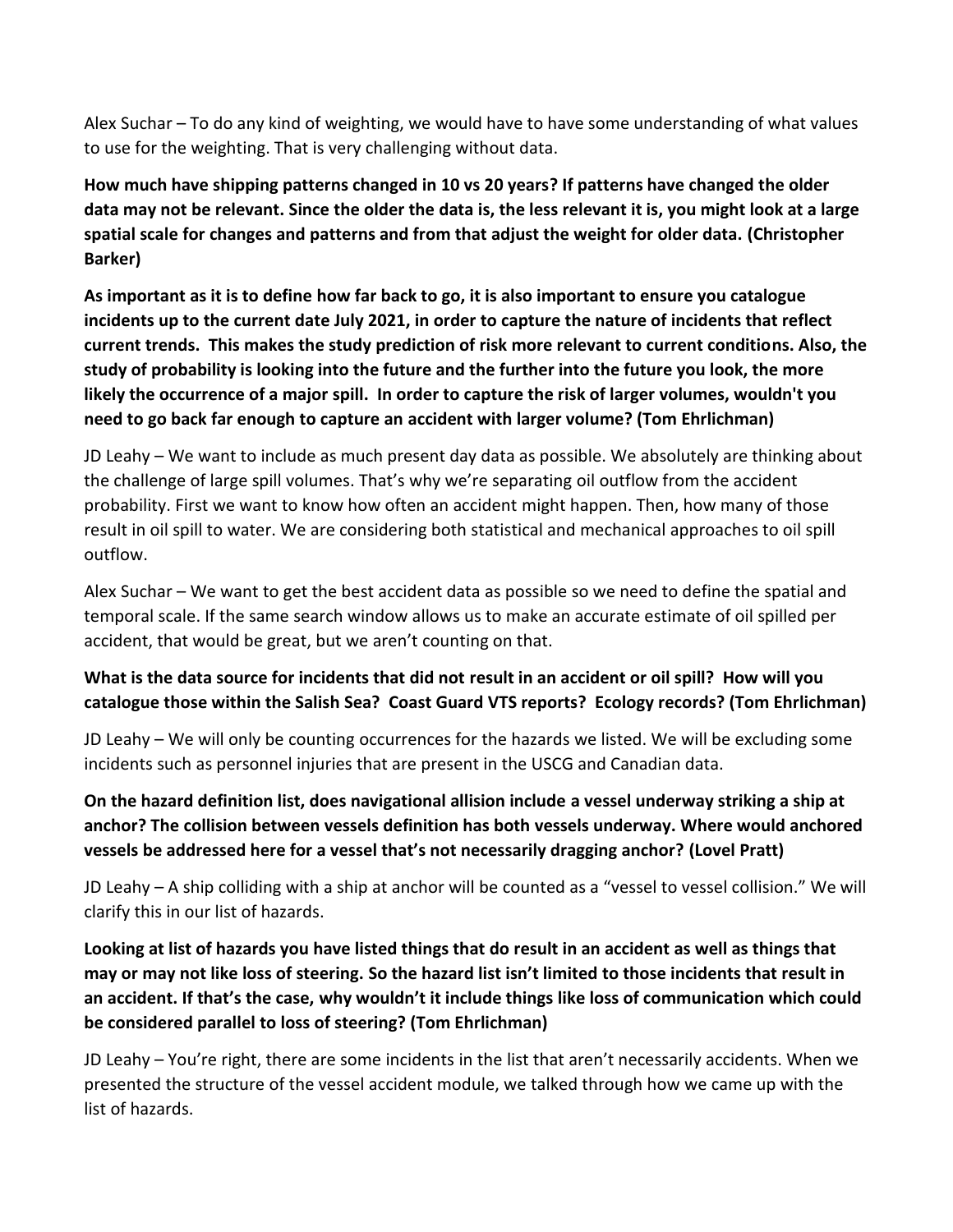Alex Suchar – To do any kind of weighting, we would have to have some understanding of what values to use for the weighting. That is very challenging without data.

**How much have shipping patterns changed in 10 vs 20 years? If patterns have changed the older data may not be relevant. Since the older the data is, the less relevant it is, you might look at a large spatial scale for changes and patterns and from that adjust the weight for older data. (Christopher Barker)**

**As important as it is to define how far back to go, it is also important to ensure you catalogue incidents up to the current date July 2021, in order to capture the nature of incidents that reflect current trends. This makes the study prediction of risk more relevant to current conditions. Also, the study of probability is looking into the future and the further into the future you look, the more likely the occurrence of a major spill. In order to capture the risk of larger volumes, wouldn't you need to go back far enough to capture an accident with larger volume? (Tom Ehrlichman)**

JD Leahy – We want to include as much present day data as possible. We absolutely are thinking about the challenge of large spill volumes. That's why we're separating oil outflow from the accident probability. First we want to know how often an accident might happen. Then, how many of those result in oil spill to water. We are considering both statistical and mechanical approaches to oil spill outflow.

Alex Suchar – We want to get the best accident data as possible so we need to define the spatial and temporal scale. If the same search window allows us to make an accurate estimate of oil spilled per accident, that would be great, but we aren't counting on that.

**What is the data source for incidents that did not result in an accident or oil spill? How will you catalogue those within the Salish Sea? Coast Guard VTS reports? Ecology records? (Tom Ehrlichman)**

JD Leahy – We will only be counting occurrences for the hazards we listed. We will be excluding some incidents such as personnel injuries that are present in the USCG and Canadian data.

**On the hazard definition list, does navigational allision include a vessel underway striking a ship at anchor? The collision between vessels definition has both vessels underway. Where would anchored vessels be addressed here for a vessel that's not necessarily dragging anchor? (Lovel Pratt)**

JD Leahy – A ship colliding with a ship at anchor will be counted as a "vessel to vessel collision." We will clarify this in our list of hazards.

**Looking at list of hazards you have listed things that do result in an accident as well as things that may or may not like loss of steering. So the hazard list isn't limited to those incidents that result in an accident. If that's the case, why wouldn't it include things like loss of communication which could be considered parallel to loss of steering? (Tom Ehrlichman)**

JD Leahy – You're right, there are some incidents in the list that aren't necessarily accidents. When we presented the structure of the vessel accident module, we talked through how we came up with the list of hazards.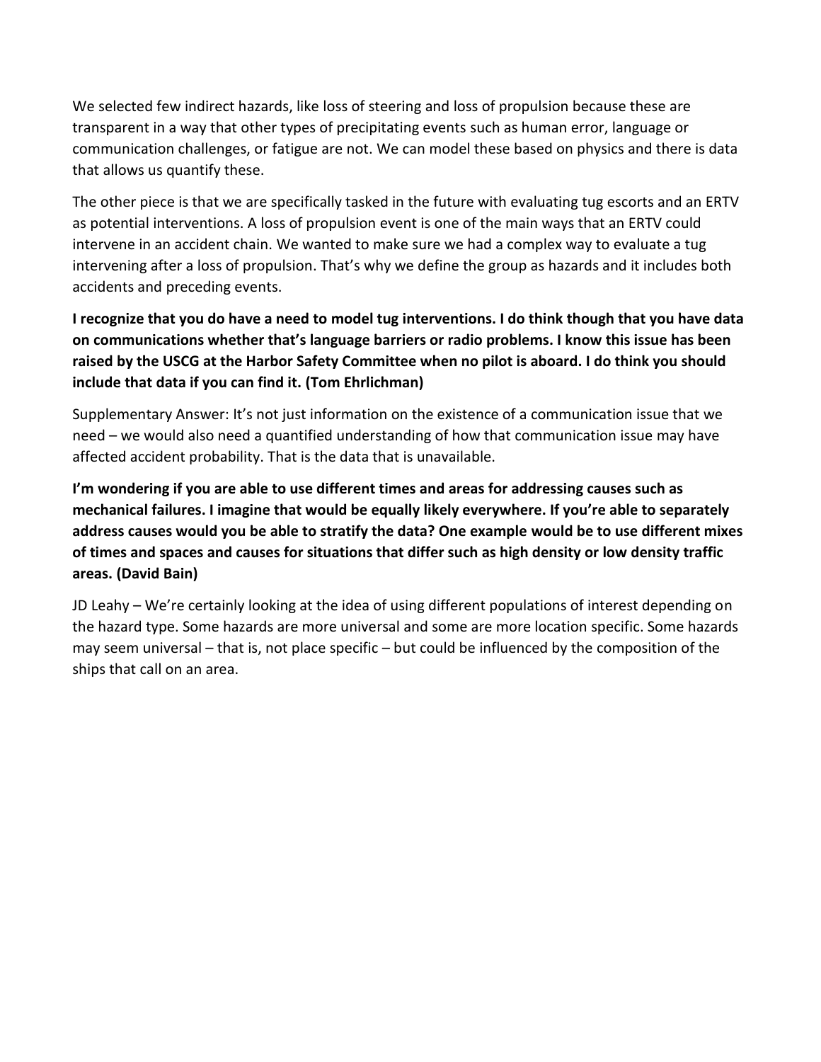We selected few indirect hazards, like loss of steering and loss of propulsion because these are transparent in a way that other types of precipitating events such as human error, language or communication challenges, or fatigue are not. We can model these based on physics and there is data that allows us quantify these.

The other piece is that we are specifically tasked in the future with evaluating tug escorts and an ERTV as potential interventions. A loss of propulsion event is one of the main ways that an ERTV could intervene in an accident chain. We wanted to make sure we had a complex way to evaluate a tug intervening after a loss of propulsion. That's why we define the group as hazards and it includes both accidents and preceding events.

**I recognize that you do have a need to model tug interventions. I do think though that you have data on communications whether that's language barriers or radio problems. I know this issue has been raised by the USCG at the Harbor Safety Committee when no pilot is aboard. I do think you should include that data if you can find it. (Tom Ehrlichman)**

Supplementary Answer: It's not just information on the existence of a communication issue that we need – we would also need a quantified understanding of how that communication issue may have affected accident probability. That is the data that is unavailable.

**I'm wondering if you are able to use different times and areas for addressing causes such as mechanical failures. I imagine that would be equally likely everywhere. If you're able to separately address causes would you be able to stratify the data? One example would be to use different mixes of times and spaces and causes for situations that differ such as high density or low density traffic areas. (David Bain)**

JD Leahy – We're certainly looking at the idea of using different populations of interest depending on the hazard type. Some hazards are more universal and some are more location specific. Some hazards may seem universal – that is, not place specific – but could be influenced by the composition of the ships that call on an area.